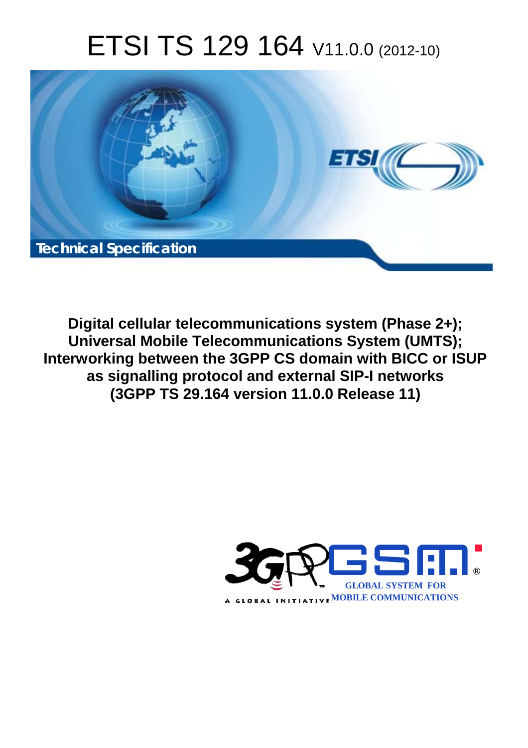# ETSI TS 129 164 V11.0.0 (2012-10)

Technical Specification

**Digital cellular telecommunications system (Phase 2+);**
**Universal Mobile Telecommunications System (UMTS);**
**Interworking between the 3GPP CS domain with BICC or ISUP as signalling protocol and external SIP-I networks**
**(3GPP TS 29.164 version 11.0.0 Release 11)**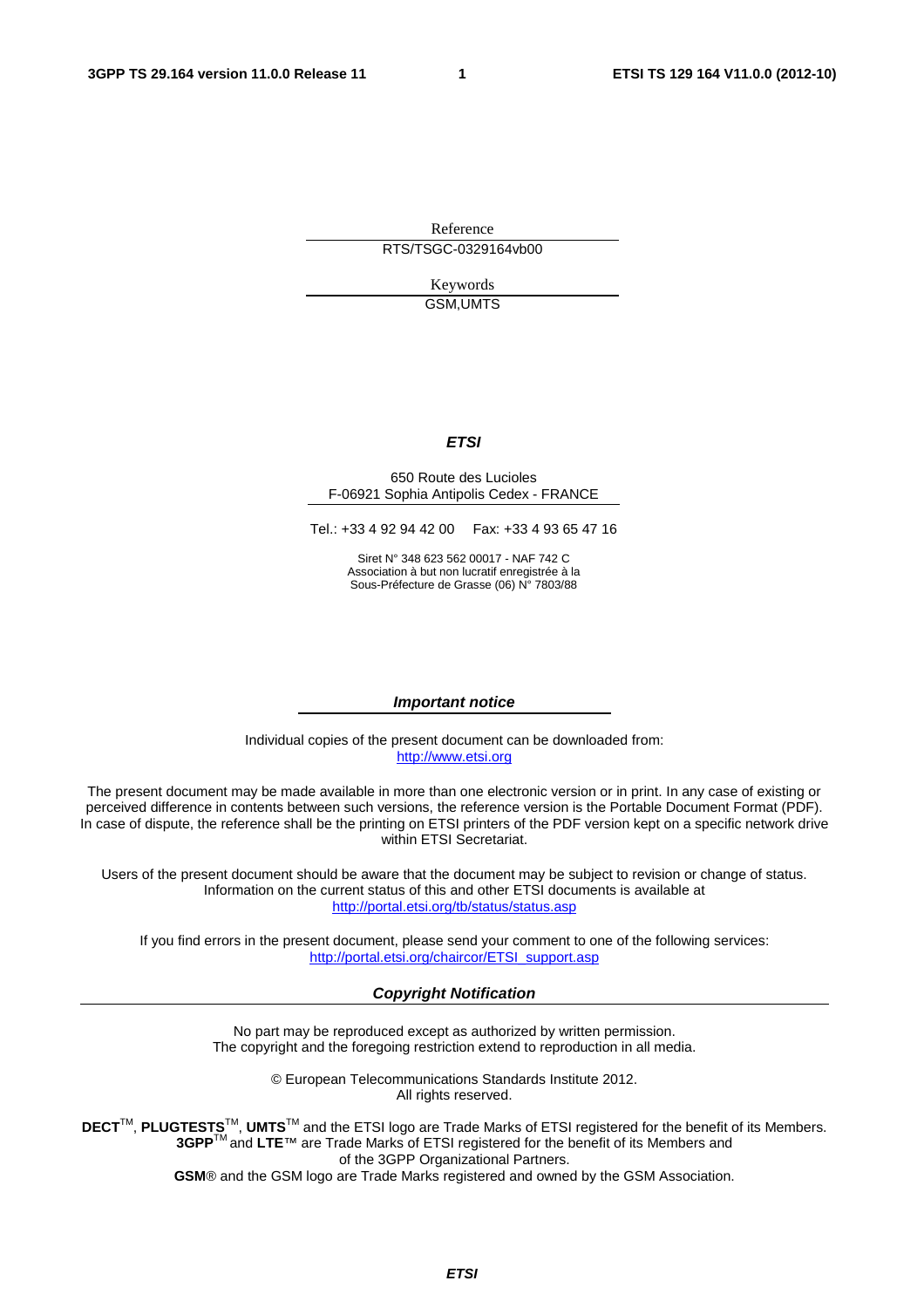Reference

RTS/TSGC-0329164vb00

Keywords

GSM,UMTS

***ETSI***

650 Route des Lucioles
F-06921 Sophia Antipolis Cedex - FRANCE

Tel.: +33 4 92 94 42 00 Fax: +33 4 93 65 47 16

Siret N° 348 623 562 00017 - NAF 742 C
Association à but non lucratif enregistrée à la
Sous-Préfecture de Grasse (06) N° 7803/88

***Important notice***

Individual copies of the present document can be downloaded from:
http://www.etsi.org

The present document may be made available in more than one electronic version or in print. In any case of existing or perceived difference in contents between such versions, the reference version is the Portable Document Format (PDF). In case of dispute, the reference shall be the printing on ETSI printers of the PDF version kept on a specific network drive within ETSI Secretariat.

Users of the present document should be aware that the document may be subject to revision or change of status. Information on the current status of this and other ETSI documents is available at
http://portal.etsi.org/tb/status/status.asp

If you find errors in the present document, please send your comment to one of the following services:
http://portal.etsi.org/chaircor/ETSI_support.asp

***Copyright Notification***

No part may be reproduced except as authorized by written permission.
The copyright and the foregoing restriction extend to reproduction in all media.

© European Telecommunications Standards Institute 2012.
All rights reserved.

**DECT**™, **PLUGTESTS**™, **UMTS**™ and the ETSI logo are Trade Marks of ETSI registered for the benefit of its Members.
**3GPP**™ and **LTE**™ are Trade Marks of ETSI registered for the benefit of its Members and of the 3GPP Organizational Partners.
**GSM**® and the GSM logo are Trade Marks registered and owned by the GSM Association.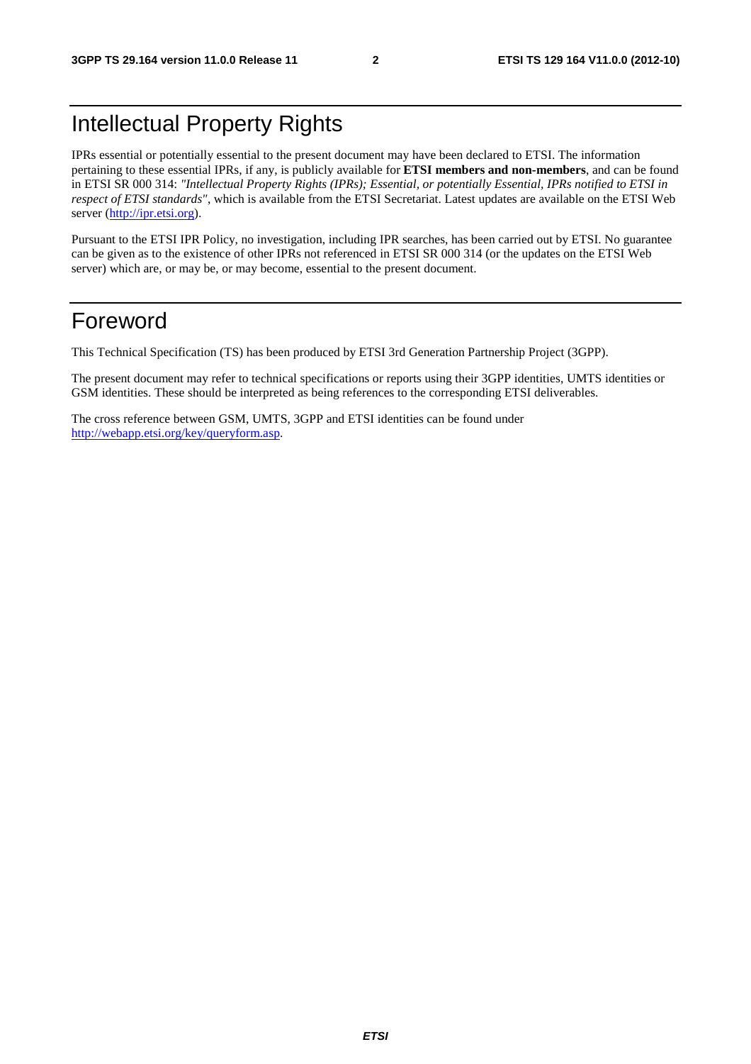# Intellectual Property Rights

IPRs essential or potentially essential to the present document may have been declared to ETSI. The information pertaining to these essential IPRs, if any, is publicly available for **ETSI members and non-members**, and can be found in ETSI SR 000 314: *"Intellectual Property Rights (IPRs); Essential, or potentially Essential, IPRs notified to ETSI in respect of ETSI standards"*, which is available from the ETSI Secretariat. Latest updates are available on the ETSI Web server (http://ipr.etsi.org).

Pursuant to the ETSI IPR Policy, no investigation, including IPR searches, has been carried out by ETSI. No guarantee can be given as to the existence of other IPRs not referenced in ETSI SR 000 314 (or the updates on the ETSI Web server) which are, or may be, or may become, essential to the present document.

# Foreword

This Technical Specification (TS) has been produced by ETSI 3rd Generation Partnership Project (3GPP).

The present document may refer to technical specifications or reports using their 3GPP identities, UMTS identities or GSM identities. These should be interpreted as being references to the corresponding ETSI deliverables.

The cross reference between GSM, UMTS, 3GPP and ETSI identities can be found under http://webapp.etsi.org/key/queryform.asp.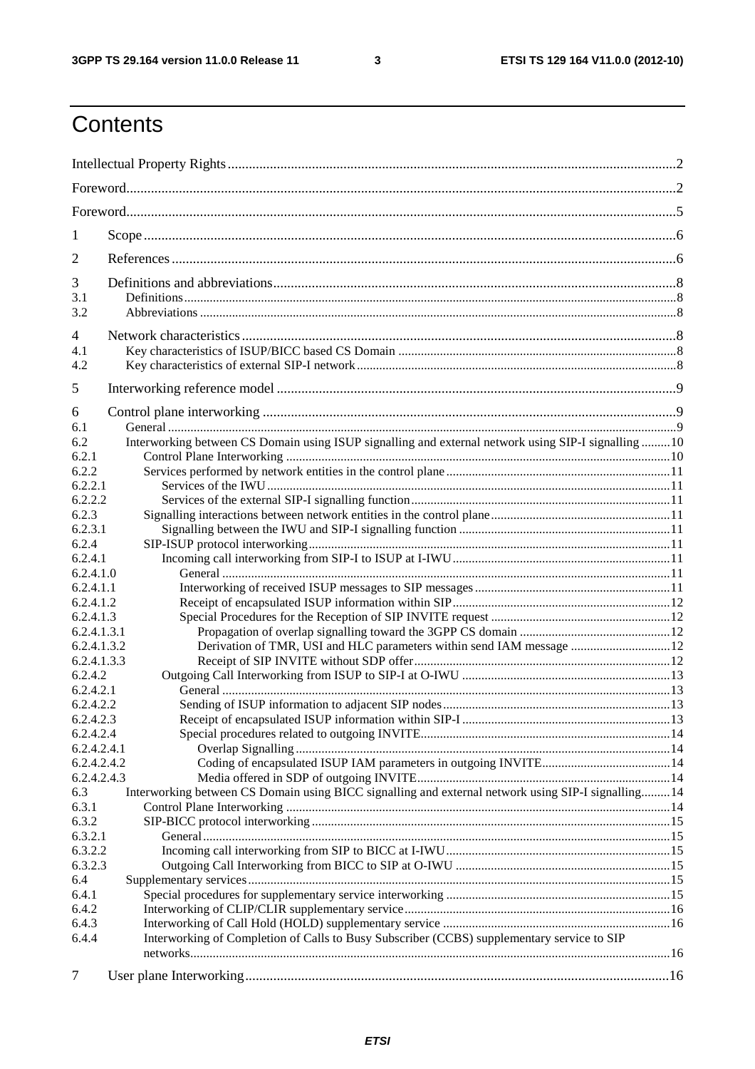# Contents

Intellectual Property Rights ..... 2

Foreword ..... 2

Foreword ..... 5

1 Scope ..... 6

2 References ..... 6

3 Definitions and abbreviations ..... 8
- 3.1 Definitions ..... 8
- 3.2 Abbreviations ..... 8

4 Network characteristics ..... 8
- 4.1 Key characteristics of ISUP/BICC based CS Domain ..... 8
- 4.2 Key characteristics of external SIP-I network ..... 8

5 Interworking reference model ..... 9

6 Control plane interworking ..... 9
- 6.1 General ..... 9
- 6.2 Interworking between CS Domain using ISUP signalling and external network using SIP-I signalling ..... 10
- 6.2.1 Control Plane Interworking ..... 10
- 6.2.2 Services performed by network entities in the control plane ..... 11
- 6.2.2.1 Services of the IWU ..... 11
- 6.2.2.2 Services of the external SIP-I signalling function ..... 11
- 6.2.3 Signalling interactions between network entities in the control plane ..... 11
- 6.2.3.1 Signalling between the IWU and SIP-I signalling function ..... 11
- 6.2.4 SIP-ISUP protocol interworking ..... 11
- 6.2.4.1 Incoming call interworking from SIP-I to ISUP at I-IWU ..... 11
- 6.2.4.1.0 General ..... 11
- 6.2.4.1.1 Interworking of received ISUP messages to SIP messages ..... 11
- 6.2.4.1.2 Receipt of encapsulated ISUP information within SIP ..... 12
- 6.2.4.1.3 Special Procedures for the Reception of SIP INVITE request ..... 12
- 6.2.4.1.3.1 Propagation of overlap signalling toward the 3GPP CS domain ..... 12
- 6.2.4.1.3.2 Derivation of TMR, USI and HLC parameters within send IAM message ..... 12
- 6.2.4.1.3.3 Receipt of SIP INVITE without SDP offer ..... 12
- 6.2.4.2 Outgoing Call Interworking from ISUP to SIP-I at O-IWU ..... 13
- 6.2.4.2.1 General ..... 13
- 6.2.4.2.2 Sending of ISUP information to adjacent SIP nodes ..... 13
- 6.2.4.2.3 Receipt of encapsulated ISUP information within SIP-I ..... 13
- 6.2.4.2.4 Special procedures related to outgoing INVITE ..... 14
- 6.2.4.2.4.1 Overlap Signalling ..... 14
- 6.2.4.2.4.2 Coding of encapsulated ISUP IAM parameters in outgoing INVITE ..... 14
- 6.2.4.2.4.3 Media offered in SDP of outgoing INVITE ..... 14
- 6.3 Interworking between CS Domain using BICC signalling and external network using SIP-I signalling ..... 14
- 6.3.1 Control Plane Interworking ..... 14
- 6.3.2 SIP-BICC protocol interworking ..... 15
- 6.3.2.1 General ..... 15
- 6.3.2.2 Incoming call interworking from SIP to BICC at I-IWU ..... 15
- 6.3.2.3 Outgoing Call Interworking from BICC to SIP at O-IWU ..... 15
- 6.4 Supplementary services ..... 15
- 6.4.1 Special procedures for supplementary service interworking ..... 15
- 6.4.2 Interworking of CLIP/CLIR supplementary service ..... 16
- 6.4.3 Interworking of Call Hold (HOLD) supplementary service ..... 16
- 6.4.4 Interworking of Completion of Calls to Busy Subscriber (CCBS) supplementary service to SIP networks ..... 16

7 User plane Interworking ..... 16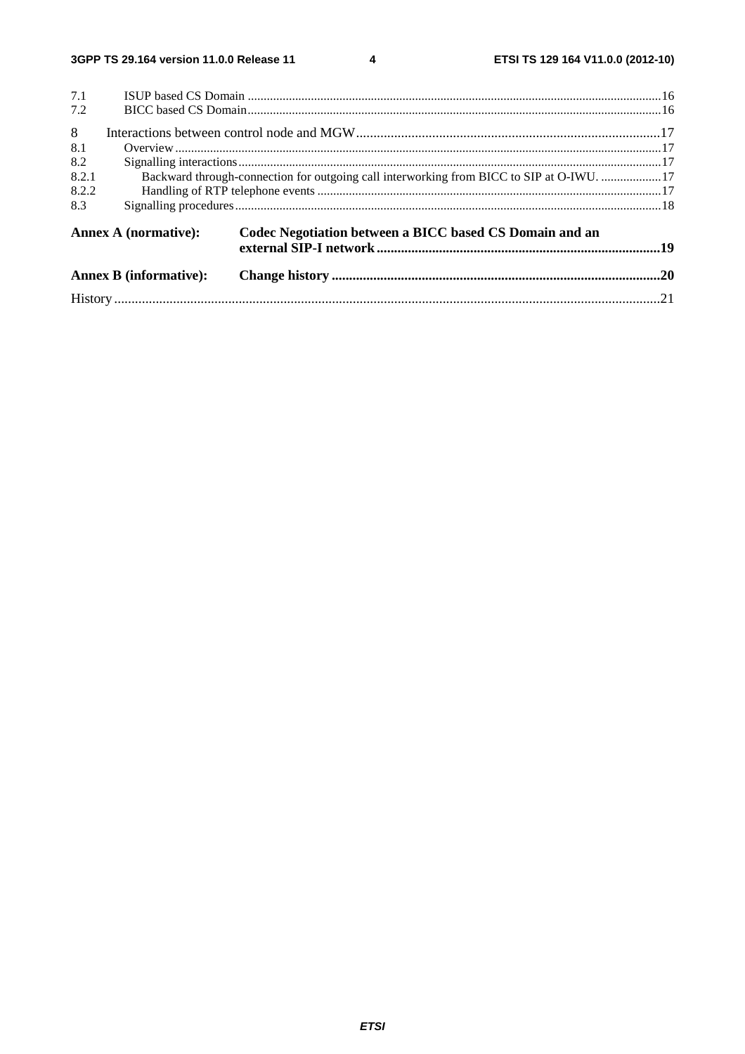7.1 ISUP based CS Domain .....16
7.2 BICC based CS Domain .....16

8 Interactions between control node and MGW .....17
8.1 Overview .....17
8.2 Signalling interactions .....17
8.2.1 Backward through-connection for outgoing call interworking from BICC to SIP at O-IWU. .....17
8.2.2 Handling of RTP telephone events .....17
8.3 Signalling procedures .....18

**Annex A (normative): Codec Negotiation between a BICC based CS Domain and an external SIP-I network .....19**

**Annex B (informative): Change history .....20**

History .....21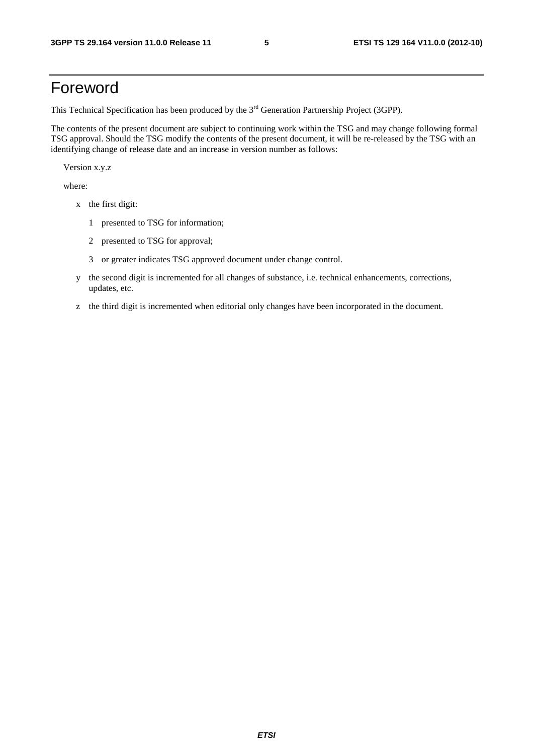# Foreword

This Technical Specification has been produced by the 3rd Generation Partnership Project (3GPP).

The contents of the present document are subject to continuing work within the TSG and may change following formal TSG approval. Should the TSG modify the contents of the present document, it will be re-released by the TSG with an identifying change of release date and an increase in version number as follows:

Version x.y.z

where:

- x the first digit:
  - 1 presented to TSG for information;
  - 2 presented to TSG for approval;
  - 3 or greater indicates TSG approved document under change control.
- y the second digit is incremented for all changes of substance, i.e. technical enhancements, corrections, updates, etc.
- z the third digit is incremented when editorial only changes have been incorporated in the document.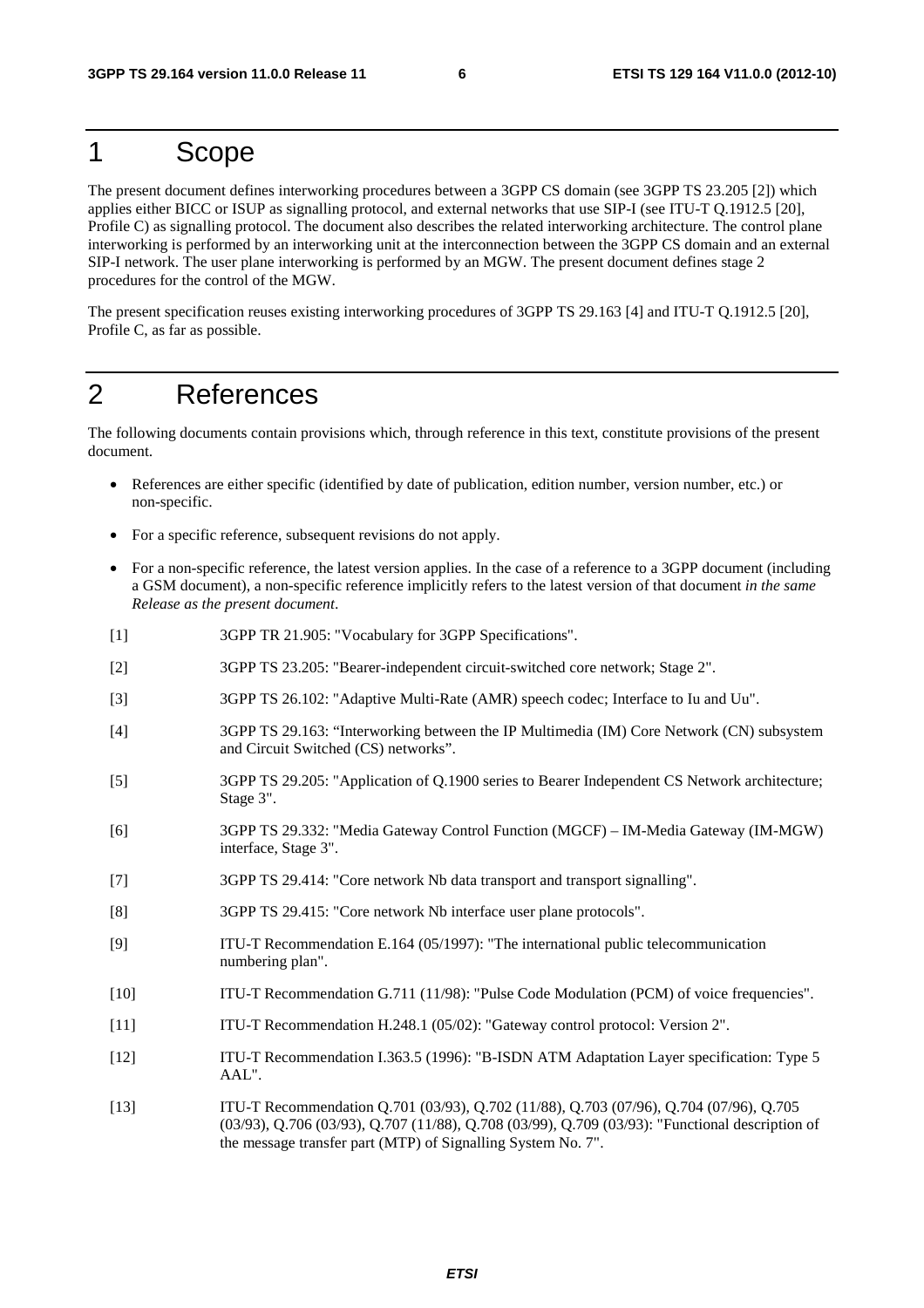# 1 Scope

The present document defines interworking procedures between a 3GPP CS domain (see 3GPP TS 23.205 [2]) which applies either BICC or ISUP as signalling protocol, and external networks that use SIP-I (see ITU-T Q.1912.5 [20], Profile C) as signalling protocol. The document also describes the related interworking architecture. The control plane interworking is performed by an interworking unit at the interconnection between the 3GPP CS domain and an external SIP-I network. The user plane interworking is performed by an MGW. The present document defines stage 2 procedures for the control of the MGW.

The present specification reuses existing interworking procedures of 3GPP TS 29.163 [4] and ITU-T Q.1912.5 [20], Profile C, as far as possible.

# 2 References

The following documents contain provisions which, through reference in this text, constitute provisions of the present document.

- References are either specific (identified by date of publication, edition number, version number, etc.) or non-specific.
- For a specific reference, subsequent revisions do not apply.
- For a non-specific reference, the latest version applies. In the case of a reference to a 3GPP document (including a GSM document), a non-specific reference implicitly refers to the latest version of that document *in the same Release as the present document*.

[1] 3GPP TR 21.905: "Vocabulary for 3GPP Specifications".

[2] 3GPP TS 23.205: "Bearer-independent circuit-switched core network; Stage 2".

[3] 3GPP TS 26.102: "Adaptive Multi-Rate (AMR) speech codec; Interface to Iu and Uu".

[4] 3GPP TS 29.163: "Interworking between the IP Multimedia (IM) Core Network (CN) subsystem and Circuit Switched (CS) networks".

[5] 3GPP TS 29.205: "Application of Q.1900 series to Bearer Independent CS Network architecture; Stage 3".

[6] 3GPP TS 29.332: "Media Gateway Control Function (MGCF) – IM-Media Gateway (IM-MGW) interface, Stage 3".

[7] 3GPP TS 29.414: "Core network Nb data transport and transport signalling".

[8] 3GPP TS 29.415: "Core network Nb interface user plane protocols".

[9] ITU-T Recommendation E.164 (05/1997): "The international public telecommunication numbering plan".

[10] ITU-T Recommendation G.711 (11/98): "Pulse Code Modulation (PCM) of voice frequencies".

[11] ITU-T Recommendation H.248.1 (05/02): "Gateway control protocol: Version 2".

[12] ITU-T Recommendation I.363.5 (1996): "B-ISDN ATM Adaptation Layer specification: Type 5 AAL".

[13] ITU-T Recommendation Q.701 (03/93), Q.702 (11/88), Q.703 (07/96), Q.704 (07/96), Q.705 (03/93), Q.706 (03/93), Q.707 (11/88), Q.708 (03/99), Q.709 (03/93): "Functional description of the message transfer part (MTP) of Signalling System No. 7".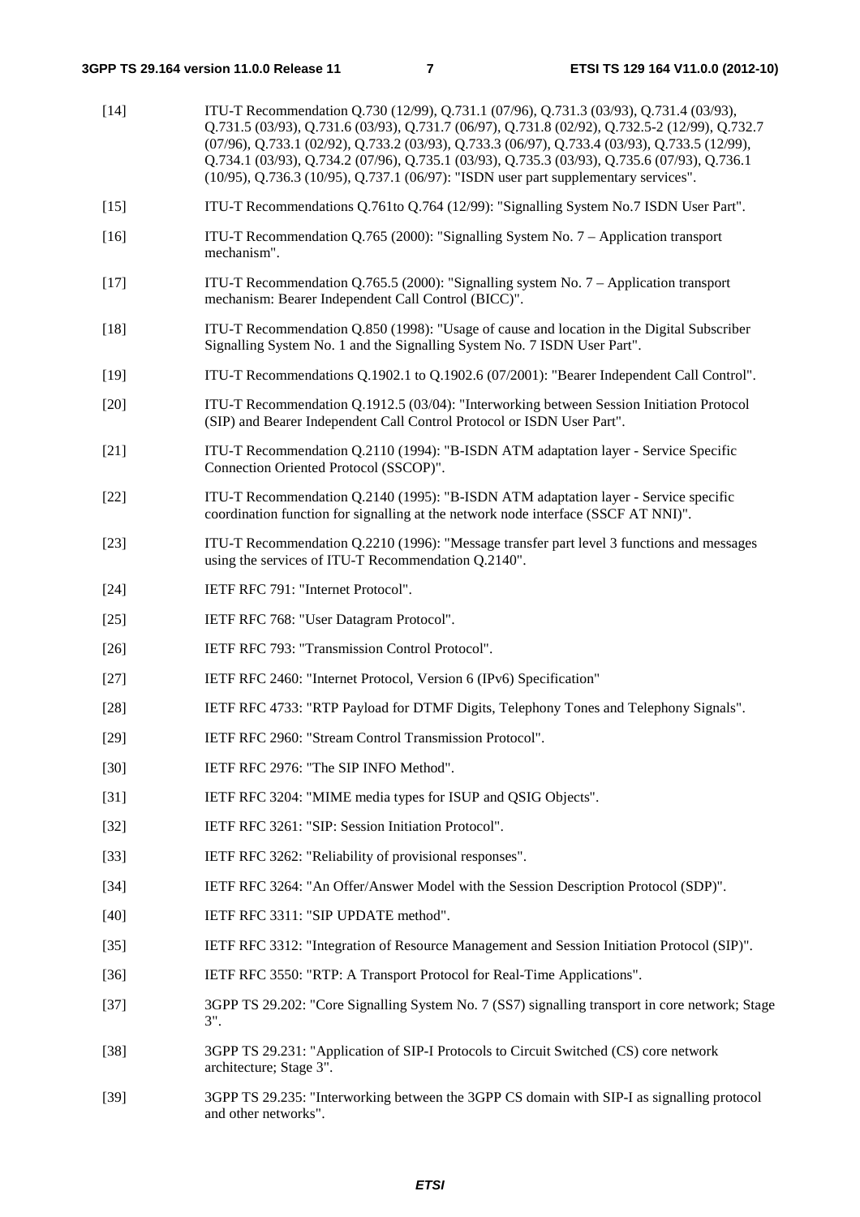[14] ITU-T Recommendation Q.730 (12/99), Q.731.1 (07/96), Q.731.3 (03/93), Q.731.4 (03/93), Q.731.5 (03/93), Q.731.6 (03/93), Q.731.7 (06/97), Q.731.8 (02/92), Q.732.5-2 (12/99), Q.732.7 (07/96), Q.733.1 (02/92), Q.733.2 (03/93), Q.733.3 (06/97), Q.733.4 (03/93), Q.733.5 (12/99), Q.734.1 (03/93), Q.734.2 (07/96), Q.735.1 (03/93), Q.735.3 (03/93), Q.735.6 (07/93), Q.736.1 (10/95), Q.736.3 (10/95), Q.737.1 (06/97): "ISDN user part supplementary services".

[15] ITU-T Recommendations Q.761to Q.764 (12/99): "Signalling System No.7 ISDN User Part".

[16] ITU-T Recommendation Q.765 (2000): "Signalling System No. 7 – Application transport mechanism".

[17] ITU-T Recommendation Q.765.5 (2000): "Signalling system No. 7 – Application transport mechanism: Bearer Independent Call Control (BICC)".

[18] ITU-T Recommendation Q.850 (1998): "Usage of cause and location in the Digital Subscriber Signalling System No. 1 and the Signalling System No. 7 ISDN User Part".

[19] ITU-T Recommendations Q.1902.1 to Q.1902.6 (07/2001): "Bearer Independent Call Control".

[20] ITU-T Recommendation Q.1912.5 (03/04): "Interworking between Session Initiation Protocol (SIP) and Bearer Independent Call Control Protocol or ISDN User Part".

[21] ITU-T Recommendation Q.2110 (1994): "B-ISDN ATM adaptation layer - Service Specific Connection Oriented Protocol (SSCOP)".

[22] ITU-T Recommendation Q.2140 (1995): "B-ISDN ATM adaptation layer - Service specific coordination function for signalling at the network node interface (SSCF AT NNI)".

[23] ITU-T Recommendation Q.2210 (1996): "Message transfer part level 3 functions and messages using the services of ITU-T Recommendation Q.2140".

[24] IETF RFC 791: "Internet Protocol".

[25] IETF RFC 768: "User Datagram Protocol".

[26] IETF RFC 793: "Transmission Control Protocol".

[27] IETF RFC 2460: "Internet Protocol, Version 6 (IPv6) Specification"

[28] IETF RFC 4733: "RTP Payload for DTMF Digits, Telephony Tones and Telephony Signals".

[29] IETF RFC 2960: "Stream Control Transmission Protocol".

[30] IETF RFC 2976: "The SIP INFO Method".

[31] IETF RFC 3204: "MIME media types for ISUP and QSIG Objects".

[32] IETF RFC 3261: "SIP: Session Initiation Protocol".

[33] IETF RFC 3262: "Reliability of provisional responses".

[34] IETF RFC 3264: "An Offer/Answer Model with the Session Description Protocol (SDP)".

[40] IETF RFC 3311: "SIP UPDATE method".

[35] IETF RFC 3312: "Integration of Resource Management and Session Initiation Protocol (SIP)".

[36] IETF RFC 3550: "RTP: A Transport Protocol for Real-Time Applications".

[37] 3GPP TS 29.202: "Core Signalling System No. 7 (SS7) signalling transport in core network; Stage 3".

[38] 3GPP TS 29.231: "Application of SIP-I Protocols to Circuit Switched (CS) core network architecture; Stage 3".

[39] 3GPP TS 29.235: "Interworking between the 3GPP CS domain with SIP-I as signalling protocol and other networks".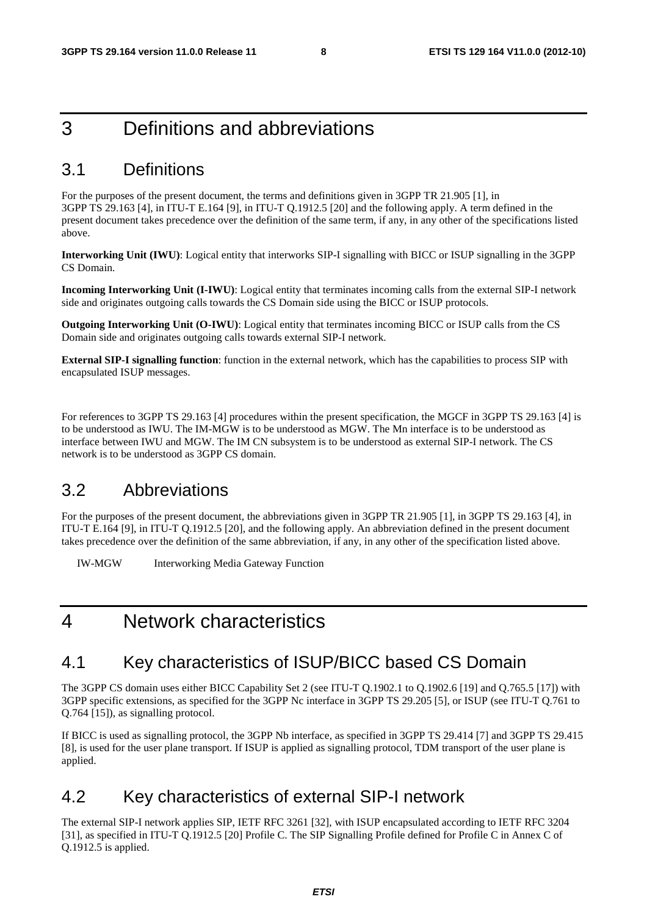# 3 Definitions and abbreviations

## 3.1 Definitions

For the purposes of the present document, the terms and definitions given in 3GPP TR 21.905 [1], in 3GPP TS 29.163 [4], in ITU-T E.164 [9], in ITU-T Q.1912.5 [20] and the following apply. A term defined in the present document takes precedence over the definition of the same term, if any, in any other of the specifications listed above.

**Interworking Unit (IWU)**: Logical entity that interworks SIP-I signalling with BICC or ISUP signalling in the 3GPP CS Domain.

**Incoming Interworking Unit (I-IWU)**: Logical entity that terminates incoming calls from the external SIP-I network side and originates outgoing calls towards the CS Domain side using the BICC or ISUP protocols.

**Outgoing Interworking Unit (O-IWU)**: Logical entity that terminates incoming BICC or ISUP calls from the CS Domain side and originates outgoing calls towards external SIP-I network.

**External SIP-I signalling function**: function in the external network, which has the capabilities to process SIP with encapsulated ISUP messages.

For references to 3GPP TS 29.163 [4] procedures within the present specification, the MGCF in 3GPP TS 29.163 [4] is to be understood as IWU. The IM-MGW is to be understood as MGW. The Mn interface is to be understood as interface between IWU and MGW. The IM CN subsystem is to be understood as external SIP-I network. The CS network is to be understood as 3GPP CS domain.

## 3.2 Abbreviations

For the purposes of the present document, the abbreviations given in 3GPP TR 21.905 [1], in 3GPP TS 29.163 [4], in ITU-T E.164 [9], in ITU-T Q.1912.5 [20], and the following apply. An abbreviation defined in the present document takes precedence over the definition of the same abbreviation, if any, in any other of the specification listed above.

IW-MGW Interworking Media Gateway Function

# 4 Network characteristics

## 4.1 Key characteristics of ISUP/BICC based CS Domain

The 3GPP CS domain uses either BICC Capability Set 2 (see ITU-T Q.1902.1 to Q.1902.6 [19] and Q.765.5 [17]) with 3GPP specific extensions, as specified for the 3GPP Nc interface in 3GPP TS 29.205 [5], or ISUP (see ITU-T Q.761 to Q.764 [15]), as signalling protocol.

If BICC is used as signalling protocol, the 3GPP Nb interface, as specified in 3GPP TS 29.414 [7] and 3GPP TS 29.415 [8], is used for the user plane transport. If ISUP is applied as signalling protocol, TDM transport of the user plane is applied.

## 4.2 Key characteristics of external SIP-I network

The external SIP-I network applies SIP, IETF RFC 3261 [32], with ISUP encapsulated according to IETF RFC 3204 [31], as specified in ITU-T Q.1912.5 [20] Profile C. The SIP Signalling Profile defined for Profile C in Annex C of Q.1912.5 is applied.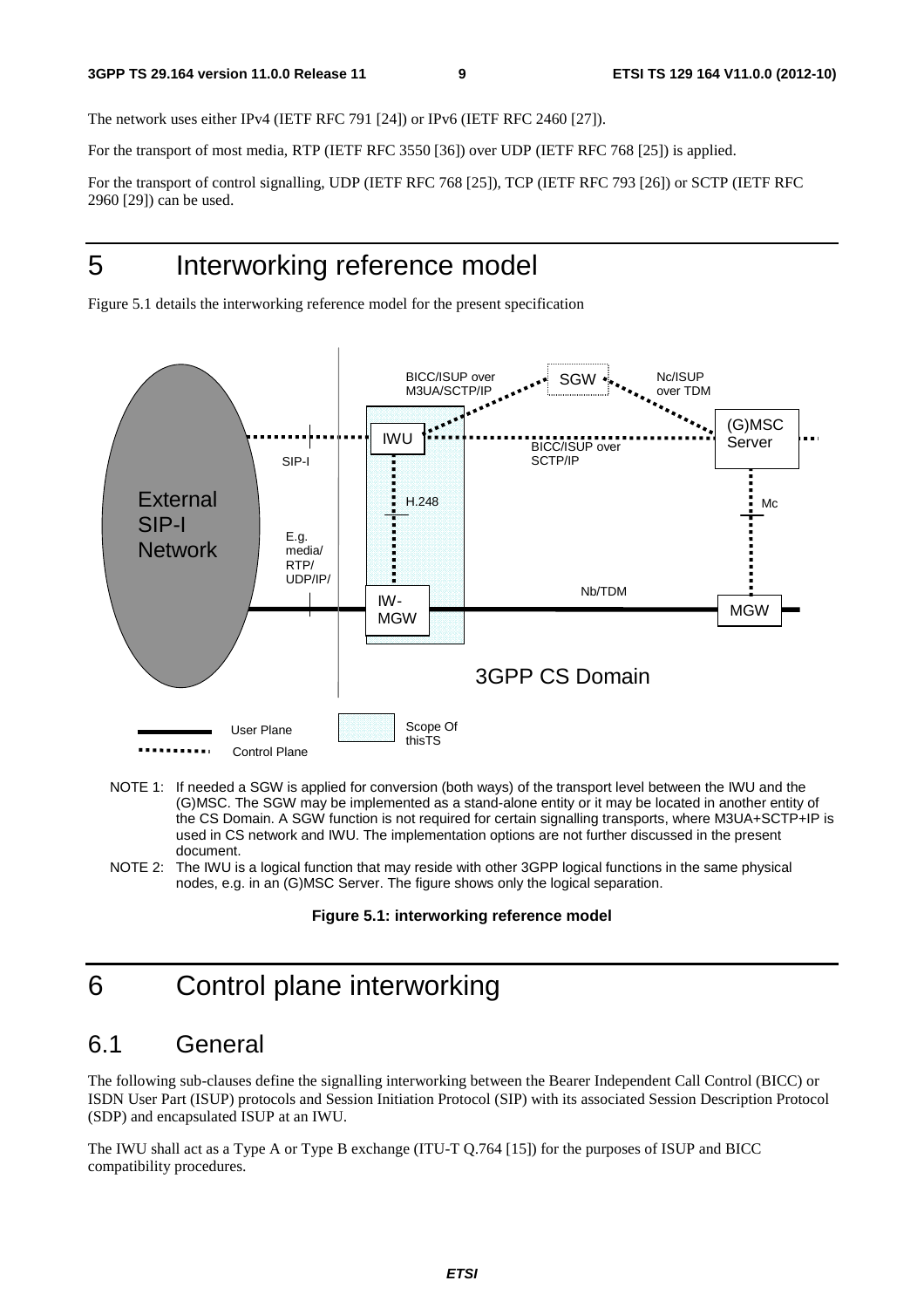The network uses either IPv4 (IETF RFC 791 [24]) or IPv6 (IETF RFC 2460 [27]).

For the transport of most media, RTP (IETF RFC 3550 [36]) over UDP (IETF RFC 768 [25]) is applied.

For the transport of control signalling, UDP (IETF RFC 768 [25]), TCP (IETF RFC 793 [26]) or SCTP (IETF RFC 2960 [29]) can be used.

# 5 Interworking reference model

Figure 5.1 details the interworking reference model for the present specification

NOTE 1: If needed a SGW is applied for conversion (both ways) of the transport level between the IWU and the (G)MSC. The SGW may be implemented as a stand-alone entity or it may be located in another entity of the CS Domain. A SGW function is not required for certain signalling transports, where M3UA+SCTP+IP is used in CS network and IWU. The implementation options are not further discussed in the present document.

NOTE 2: The IWU is a logical function that may reside with other 3GPP logical functions in the same physical nodes, e.g. in an (G)MSC Server. The figure shows only the logical separation.

**Figure 5.1: interworking reference model**

# 6 Control plane interworking

## 6.1 General

The following sub-clauses define the signalling interworking between the Bearer Independent Call Control (BICC) or ISDN User Part (ISUP) protocols and Session Initiation Protocol (SIP) with its associated Session Description Protocol (SDP) and encapsulated ISUP at an IWU.

The IWU shall act as a Type A or Type B exchange (ITU-T Q.764 [15]) for the purposes of ISUP and BICC compatibility procedures.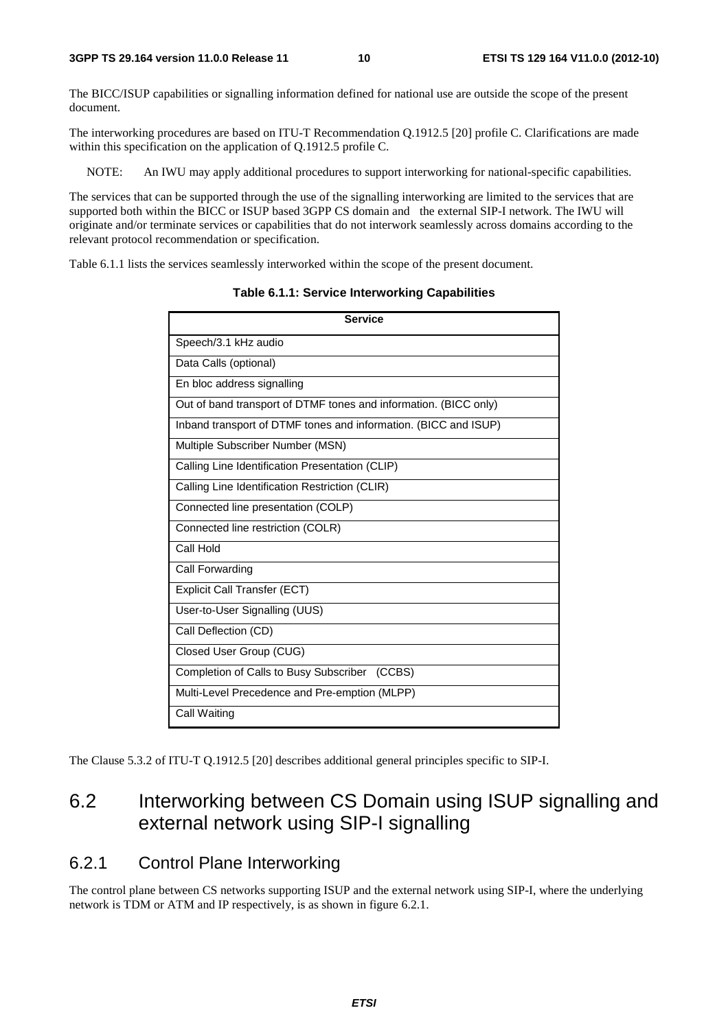The BICC/ISUP capabilities or signalling information defined for national use are outside the scope of the present document.

The interworking procedures are based on ITU-T Recommendation Q.1912.5 [20] profile C. Clarifications are made within this specification on the application of Q.1912.5 profile C.

NOTE: An IWU may apply additional procedures to support interworking for national-specific capabilities.

The services that can be supported through the use of the signalling interworking are limited to the services that are supported both within the BICC or ISUP based 3GPP CS domain and the external SIP-I network. The IWU will originate and/or terminate services or capabilities that do not interwork seamlessly across domains according to the relevant protocol recommendation or specification.

Table 6.1.1 lists the services seamlessly interworked within the scope of the present document.

**Table 6.1.1: Service Interworking Capabilities**

| Service |
| --- |
| Speech/3.1 kHz audio |
| Data Calls (optional) |
| En bloc address signalling |
| Out of band transport of DTMF tones and information. (BICC only) |
| Inband transport of DTMF tones and information. (BICC and ISUP) |
| Multiple Subscriber Number (MSN) |
| Calling Line Identification Presentation (CLIP) |
| Calling Line Identification Restriction (CLIR) |
| Connected line presentation (COLP) |
| Connected line restriction (COLR) |
| Call Hold |
| Call Forwarding |
| Explicit Call Transfer (ECT) |
| User-to-User Signalling (UUS) |
| Call Deflection (CD) |
| Closed User Group (CUG) |
| Completion of Calls to Busy Subscriber (CCBS) |
| Multi-Level Precedence and Pre-emption (MLPP) |
| Call Waiting |

The Clause 5.3.2 of ITU-T Q.1912.5 [20] describes additional general principles specific to SIP-I.

## 6.2 Interworking between CS Domain using ISUP signalling and external network using SIP-I signalling

### 6.2.1 Control Plane Interworking

The control plane between CS networks supporting ISUP and the external network using SIP-I, where the underlying network is TDM or ATM and IP respectively, is as shown in figure 6.2.1.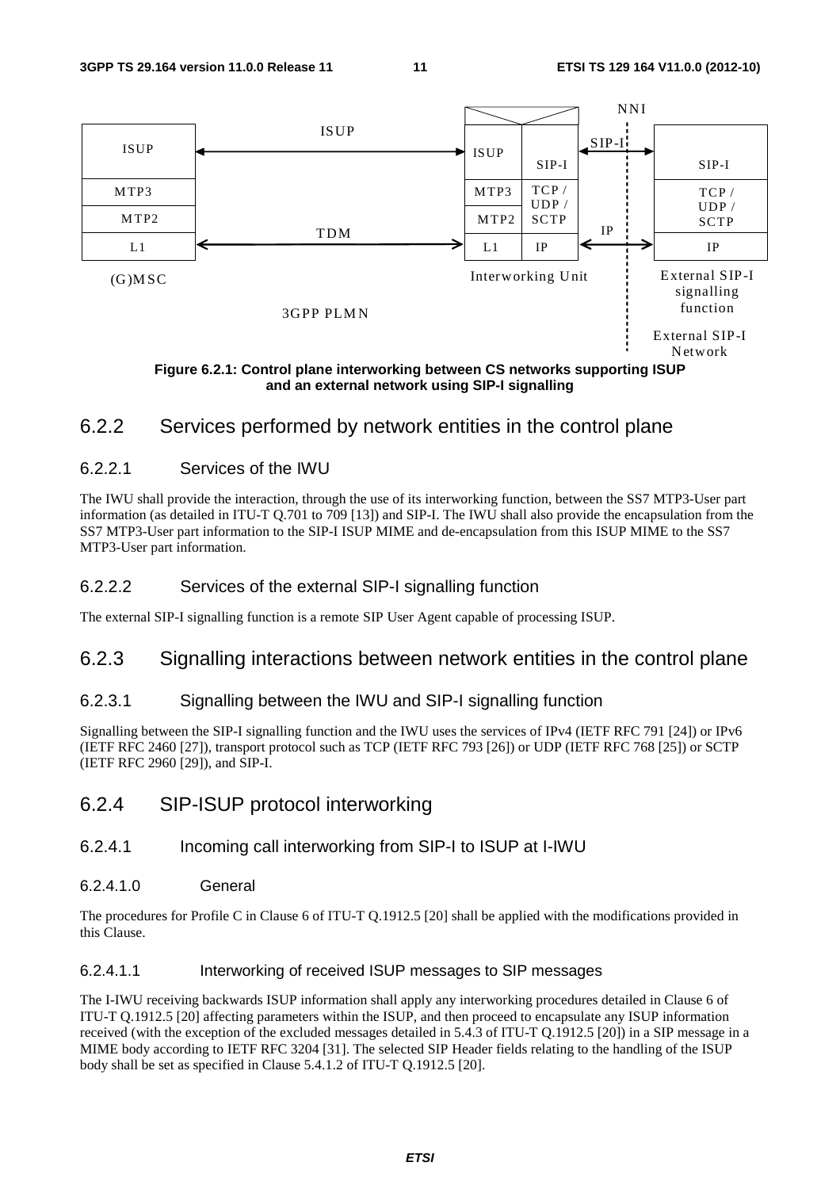Figure 6.2.1: Control plane interworking between CS networks supporting ISUP and an external network using SIP-I signalling

### 6.2.2 Services performed by network entities in the control plane

#### 6.2.2.1 Services of the IWU

The IWU shall provide the interaction, through the use of its interworking function, between the SS7 MTP3-User part information (as detailed in ITU-T Q.701 to 709 [13]) and SIP-I. The IWU shall also provide the encapsulation from the SS7 MTP3-User part information to the SIP-I ISUP MIME and de-encapsulation from this ISUP MIME to the SS7 MTP3-User part information.

#### 6.2.2.2 Services of the external SIP-I signalling function

The external SIP-I signalling function is a remote SIP User Agent capable of processing ISUP.

### 6.2.3 Signalling interactions between network entities in the control plane

#### 6.2.3.1 Signalling between the IWU and SIP-I signalling function

Signalling between the SIP-I signalling function and the IWU uses the services of IPv4 (IETF RFC 791 [24]) or IPv6 (IETF RFC 2460 [27]), transport protocol such as TCP (IETF RFC 793 [26]) or UDP (IETF RFC 768 [25]) or SCTP (IETF RFC 2960 [29]), and SIP-I.

### 6.2.4 SIP-ISUP protocol interworking

#### 6.2.4.1 Incoming call interworking from SIP-I to ISUP at I-IWU

##### 6.2.4.1.0 General

The procedures for Profile C in Clause 6 of ITU-T Q.1912.5 [20] shall be applied with the modifications provided in this Clause.

##### 6.2.4.1.1 Interworking of received ISUP messages to SIP messages

The I-IWU receiving backwards ISUP information shall apply any interworking procedures detailed in Clause 6 of ITU-T Q.1912.5 [20] affecting parameters within the ISUP, and then proceed to encapsulate any ISUP information received (with the exception of the excluded messages detailed in 5.4.3 of ITU-T Q.1912.5 [20]) in a SIP message in a MIME body according to IETF RFC 3204 [31]. The selected SIP Header fields relating to the handling of the ISUP body shall be set as specified in Clause 5.4.1.2 of ITU-T Q.1912.5 [20].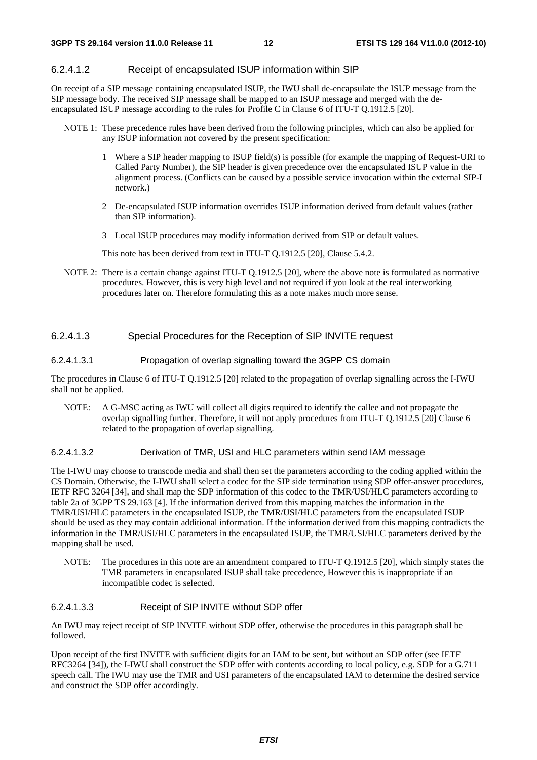#### 6.2.4.1.2 Receipt of encapsulated ISUP information within SIP

On receipt of a SIP message containing encapsulated ISUP, the IWU shall de-encapsulate the ISUP message from the SIP message body. The received SIP message shall be mapped to an ISUP message and merged with the de-encapsulated ISUP message according to the rules for Profile C in Clause 6 of ITU-T Q.1912.5 [20].

NOTE 1: These precedence rules have been derived from the following principles, which can also be applied for any ISUP information not covered by the present specification:

1 Where a SIP header mapping to ISUP field(s) is possible (for example the mapping of Request-URI to Called Party Number), the SIP header is given precedence over the encapsulated ISUP value in the alignment process. (Conflicts can be caused by a possible service invocation within the external SIP-I network.)

2 De-encapsulated ISUP information overrides ISUP information derived from default values (rather than SIP information).

3 Local ISUP procedures may modify information derived from SIP or default values.

This note has been derived from text in ITU-T Q.1912.5 [20], Clause 5.4.2.

NOTE 2: There is a certain change against ITU-T Q.1912.5 [20], where the above note is formulated as normative procedures. However, this is very high level and not required if you look at the real interworking procedures later on. Therefore formulating this as a note makes much more sense.

#### 6.2.4.1.3 Special Procedures for the Reception of SIP INVITE request

##### 6.2.4.1.3.1 Propagation of overlap signalling toward the 3GPP CS domain

The procedures in Clause 6 of ITU-T Q.1912.5 [20] related to the propagation of overlap signalling across the I-IWU shall not be applied.

NOTE: A G-MSC acting as IWU will collect all digits required to identify the callee and not propagate the overlap signalling further. Therefore, it will not apply procedures from ITU-T Q.1912.5 [20] Clause 6 related to the propagation of overlap signalling.

##### 6.2.4.1.3.2 Derivation of TMR, USI and HLC parameters within send IAM message

The I-IWU may choose to transcode media and shall then set the parameters according to the coding applied within the CS Domain. Otherwise, the I-IWU shall select a codec for the SIP side termination using SDP offer-answer procedures, IETF RFC 3264 [34], and shall map the SDP information of this codec to the TMR/USI/HLC parameters according to table 2a of 3GPP TS 29.163 [4]. If the information derived from this mapping matches the information in the TMR/USI/HLC parameters in the encapsulated ISUP, the TMR/USI/HLC parameters from the encapsulated ISUP should be used as they may contain additional information. If the information derived from this mapping contradicts the information in the TMR/USI/HLC parameters in the encapsulated ISUP, the TMR/USI/HLC parameters derived by the mapping shall be used.

NOTE: The procedures in this note are an amendment compared to ITU-T Q.1912.5 [20], which simply states the TMR parameters in encapsulated ISUP shall take precedence, However this is inappropriate if an incompatible codec is selected.

##### 6.2.4.1.3.3 Receipt of SIP INVITE without SDP offer

An IWU may reject receipt of SIP INVITE without SDP offer, otherwise the procedures in this paragraph shall be followed.

Upon receipt of the first INVITE with sufficient digits for an IAM to be sent, but without an SDP offer (see IETF RFC3264 [34]), the I-IWU shall construct the SDP offer with contents according to local policy, e.g. SDP for a G.711 speech call. The IWU may use the TMR and USI parameters of the encapsulated IAM to determine the desired service and construct the SDP offer accordingly.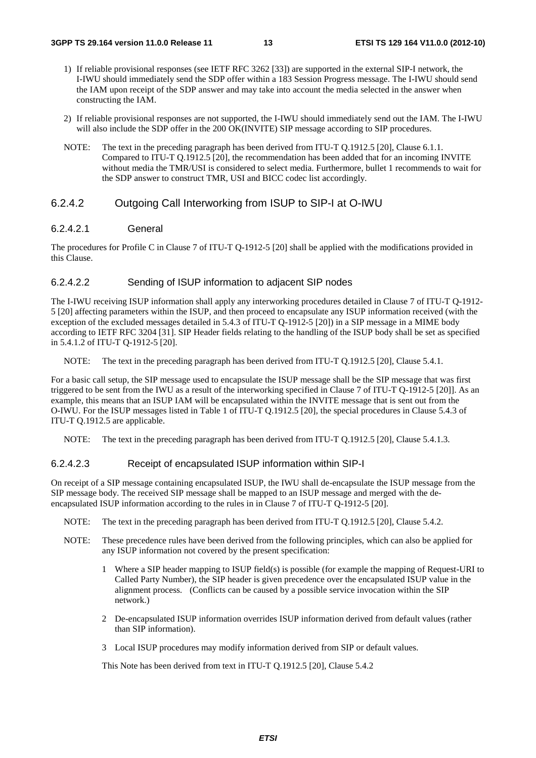1) If reliable provisional responses (see IETF RFC 3262 [33]) are supported in the external SIP-I network, the I-IWU should immediately send the SDP offer within a 183 Session Progress message. The I-IWU should send the IAM upon receipt of the SDP answer and may take into account the media selected in the answer when constructing the IAM.

2) If reliable provisional responses are not supported, the I-IWU should immediately send out the IAM. The I-IWU will also include the SDP offer in the 200 OK(INVITE) SIP message according to SIP procedures.

NOTE: The text in the preceding paragraph has been derived from ITU-T Q.1912.5 [20], Clause 6.1.1. Compared to ITU-T Q.1912.5 [20], the recommendation has been added that for an incoming INVITE without media the TMR/USI is considered to select media. Furthermore, bullet 1 recommends to wait for the SDP answer to construct TMR, USI and BICC codec list accordingly.

### 6.2.4.2 Outgoing Call Interworking from ISUP to SIP-I at O-IWU

#### 6.2.4.2.1 General

The procedures for Profile C in Clause 7 of ITU-T Q-1912-5 [20] shall be applied with the modifications provided in this Clause.

#### 6.2.4.2.2 Sending of ISUP information to adjacent SIP nodes

The I-IWU receiving ISUP information shall apply any interworking procedures detailed in Clause 7 of ITU-T Q-1912-5 [20] affecting parameters within the ISUP, and then proceed to encapsulate any ISUP information received (with the exception of the excluded messages detailed in 5.4.3 of ITU-T Q-1912-5 [20]) in a SIP message in a MIME body according to IETF RFC 3204 [31]. SIP Header fields relating to the handling of the ISUP body shall be set as specified in 5.4.1.2 of ITU-T Q-1912-5 [20].

NOTE: The text in the preceding paragraph has been derived from ITU-T Q.1912.5 [20], Clause 5.4.1.

For a basic call setup, the SIP message used to encapsulate the ISUP message shall be the SIP message that was first triggered to be sent from the IWU as a result of the interworking specified in Clause 7 of ITU-T Q-1912-5 [20]]. As an example, this means that an ISUP IAM will be encapsulated within the INVITE message that is sent out from the O-IWU. For the ISUP messages listed in Table 1 of ITU-T Q.1912.5 [20], the special procedures in Clause 5.4.3 of ITU-T Q.1912.5 are applicable.

NOTE: The text in the preceding paragraph has been derived from ITU-T Q.1912.5 [20], Clause 5.4.1.3.

#### 6.2.4.2.3 Receipt of encapsulated ISUP information within SIP-I

On receipt of a SIP message containing encapsulated ISUP, the IWU shall de-encapsulate the ISUP message from the SIP message body. The received SIP message shall be mapped to an ISUP message and merged with the de-encapsulated ISUP information according to the rules in in Clause 7 of ITU-T Q-1912-5 [20].

NOTE: The text in the preceding paragraph has been derived from ITU-T Q.1912.5 [20], Clause 5.4.2.

NOTE: These precedence rules have been derived from the following principles, which can also be applied for any ISUP information not covered by the present specification:

1 Where a SIP header mapping to ISUP field(s) is possible (for example the mapping of Request-URI to Called Party Number), the SIP header is given precedence over the encapsulated ISUP value in the alignment process. (Conflicts can be caused by a possible service invocation within the SIP network.)

2 De-encapsulated ISUP information overrides ISUP information derived from default values (rather than SIP information).

3 Local ISUP procedures may modify information derived from SIP or default values.

This Note has been derived from text in ITU-T Q.1912.5 [20], Clause 5.4.2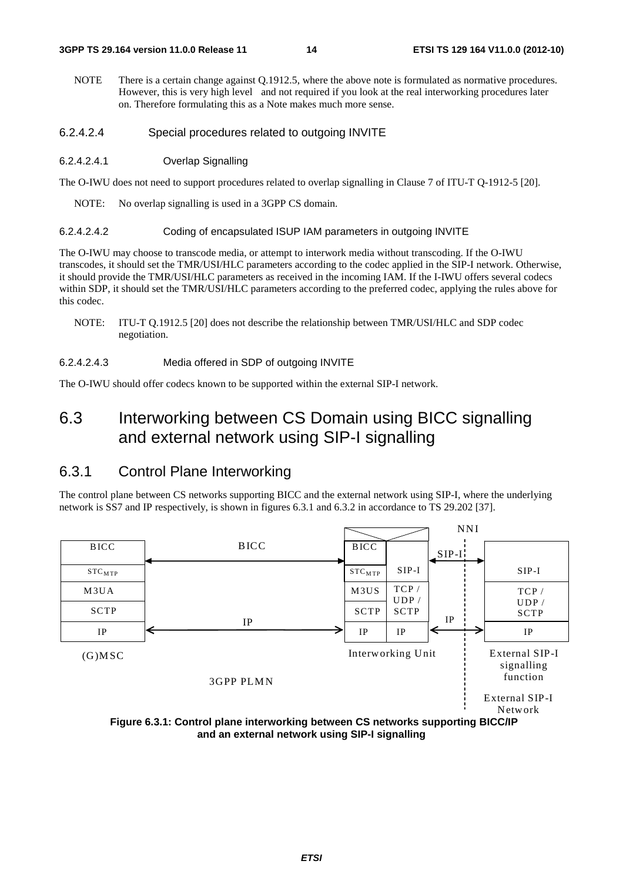NOTE There is a certain change against Q.1912.5, where the above note is formulated as normative procedures. However, this is very high level and not required if you look at the real interworking procedures later on. Therefore formulating this as a Note makes much more sense.

#### 6.2.4.2.4 Special procedures related to outgoing INVITE

##### 6.2.4.2.4.1 Overlap Signalling

The O-IWU does not need to support procedures related to overlap signalling in Clause 7 of ITU-T Q-1912-5 [20].

NOTE: No overlap signalling is used in a 3GPP CS domain.

##### 6.2.4.2.4.2 Coding of encapsulated ISUP IAM parameters in outgoing INVITE

The O-IWU may choose to transcode media, or attempt to interwork media without transcoding. If the O-IWU transcodes, it should set the TMR/USI/HLC parameters according to the codec applied in the SIP-I network. Otherwise, it should provide the TMR/USI/HLC parameters as received in the incoming IAM. If the I-IWU offers several codecs within SDP, it should set the TMR/USI/HLC parameters according to the preferred codec, applying the rules above for this codec.

NOTE: ITU-T Q.1912.5 [20] does not describe the relationship between TMR/USI/HLC and SDP codec negotiation.

##### 6.2.4.2.4.3 Media offered in SDP of outgoing INVITE

The O-IWU should offer codecs known to be supported within the external SIP-I network.

# 6.3 Interworking between CS Domain using BICC signalling and external network using SIP-I signalling

## 6.3.1 Control Plane Interworking

The control plane between CS networks supporting BICC and the external network using SIP-I, where the underlying network is SS7 and IP respectively, is shown in figures 6.3.1 and 6.3.2 in accordance to TS 29.202 [37].

| (G)MSC | | Interworking Unit | | | External SIP-I signalling function |
|---|---|---|---|---|---|
| BICC | ← BICC → | BICC | | ← SIP-I → | |
| $STC_{MTP}$ | | $STC_{MTP}$ | SIP-I | | SIP-I |
| M3UA | | M3US | TCP / UDP / SCTP | | TCP / UDP / SCTP |
| SCTP | | SCTP | | | |
| IP | ← IP → | IP | IP | ← IP → | IP |
| 3GPP PLMN | | | | NNI | External SIP-I Network |

**Figure 6.3.1: Control plane interworking between CS networks supporting BICC/IP and an external network using SIP-I signalling**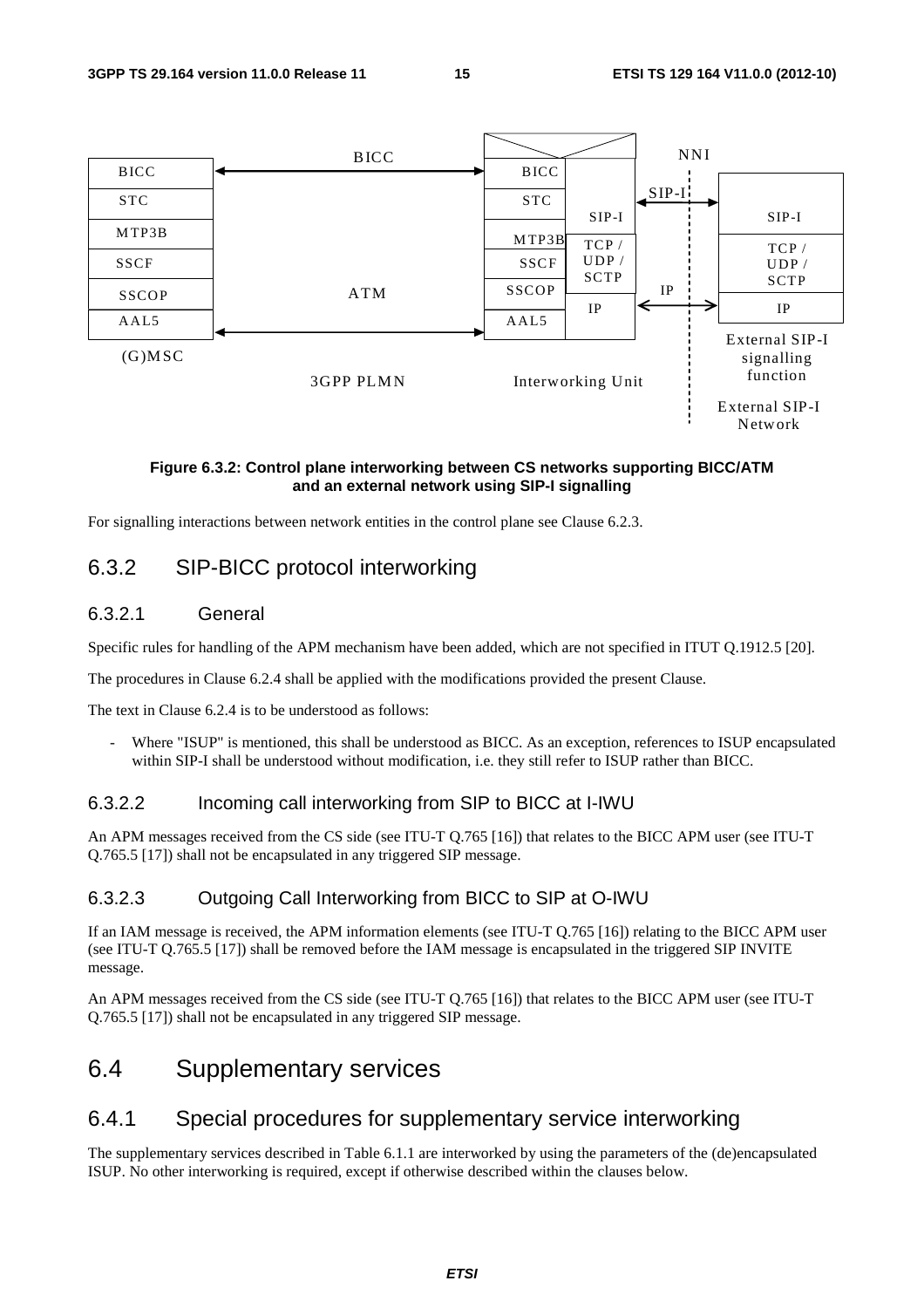**Figure 6.3.2: Control plane interworking between CS networks supporting BICC/ATM and an external network using SIP-I signalling**

For signalling interactions between network entities in the control plane see Clause 6.2.3.

## 6.3.2 SIP-BICC protocol interworking

### 6.3.2.1 General

Specific rules for handling of the APM mechanism have been added, which are not specified in ITUT Q.1912.5 [20].

The procedures in Clause 6.2.4 shall be applied with the modifications provided the present Clause.

The text in Clause 6.2.4 is to be understood as follows:

- Where "ISUP" is mentioned, this shall be understood as BICC. As an exception, references to ISUP encapsulated within SIP-I shall be understood without modification, i.e. they still refer to ISUP rather than BICC.

### 6.3.2.2 Incoming call interworking from SIP to BICC at I-IWU

An APM messages received from the CS side (see ITU-T Q.765 [16]) that relates to the BICC APM user (see ITU-T Q.765.5 [17]) shall not be encapsulated in any triggered SIP message.

### 6.3.2.3 Outgoing Call Interworking from BICC to SIP at O-IWU

If an IAM message is received, the APM information elements (see ITU-T Q.765 [16]) relating to the BICC APM user (see ITU-T Q.765.5 [17]) shall be removed before the IAM message is encapsulated in the triggered SIP INVITE message.

An APM messages received from the CS side (see ITU-T Q.765 [16]) that relates to the BICC APM user (see ITU-T Q.765.5 [17]) shall not be encapsulated in any triggered SIP message.

# 6.4 Supplementary services

## 6.4.1 Special procedures for supplementary service interworking

The supplementary services described in Table 6.1.1 are interworked by using the parameters of the (de)encapsulated ISUP. No other interworking is required, except if otherwise described within the clauses below.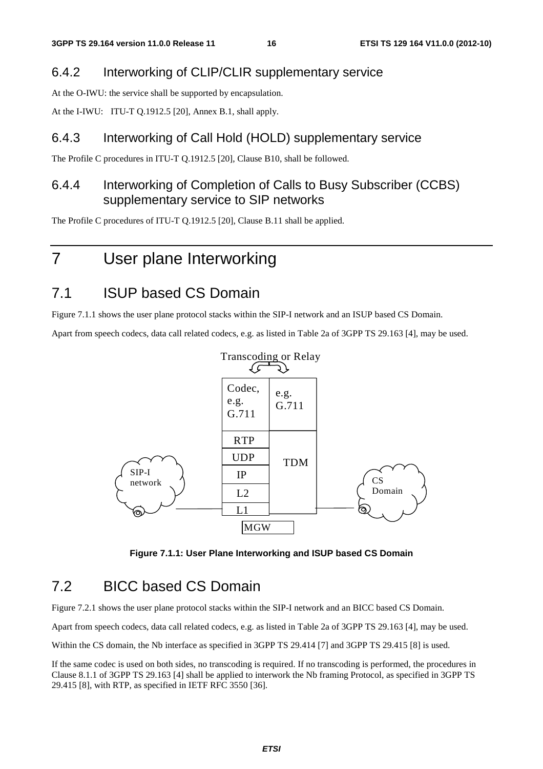### 6.4.2 Interworking of CLIP/CLIR supplementary service

At the O-IWU: the service shall be supported by encapsulation.

At the I-IWU: ITU-T Q.1912.5 [20], Annex B.1, shall apply.

### 6.4.3 Interworking of Call Hold (HOLD) supplementary service

The Profile C procedures in ITU-T Q.1912.5 [20], Clause B10, shall be followed.

### 6.4.4 Interworking of Completion of Calls to Busy Subscriber (CCBS) supplementary service to SIP networks

The Profile C procedures of ITU-T Q.1912.5 [20], Clause B.11 shall be applied.

# 7 User plane Interworking

## 7.1 ISUP based CS Domain

Figure 7.1.1 shows the user plane protocol stacks within the SIP-I network and an ISUP based CS Domain.

Apart from speech codecs, data call related codecs, e.g. as listed in Table 2a of 3GPP TS 29.163 [4], may be used.

Transcoding or Relay

| Codec, e.g. G.711 | e.g. G.711 |
|---|---|
| RTP | TDM |
| UDP | |
| IP | |
| L2 | |
| L1 | |

SIP-I network — MGW — CS Domain

**Figure 7.1.1: User Plane Interworking and ISUP based CS Domain**

## 7.2 BICC based CS Domain

Figure 7.2.1 shows the user plane protocol stacks within the SIP-I network and an BICC based CS Domain.

Apart from speech codecs, data call related codecs, e.g. as listed in Table 2a of 3GPP TS 29.163 [4], may be used.

Within the CS domain, the Nb interface as specified in 3GPP TS 29.414 [7] and 3GPP TS 29.415 [8] is used.

If the same codec is used on both sides, no transcoding is required. If no transcoding is performed, the procedures in Clause 8.1.1 of 3GPP TS 29.163 [4] shall be applied to interwork the Nb framing Protocol, as specified in 3GPP TS 29.415 [8], with RTP, as specified in IETF RFC 3550 [36].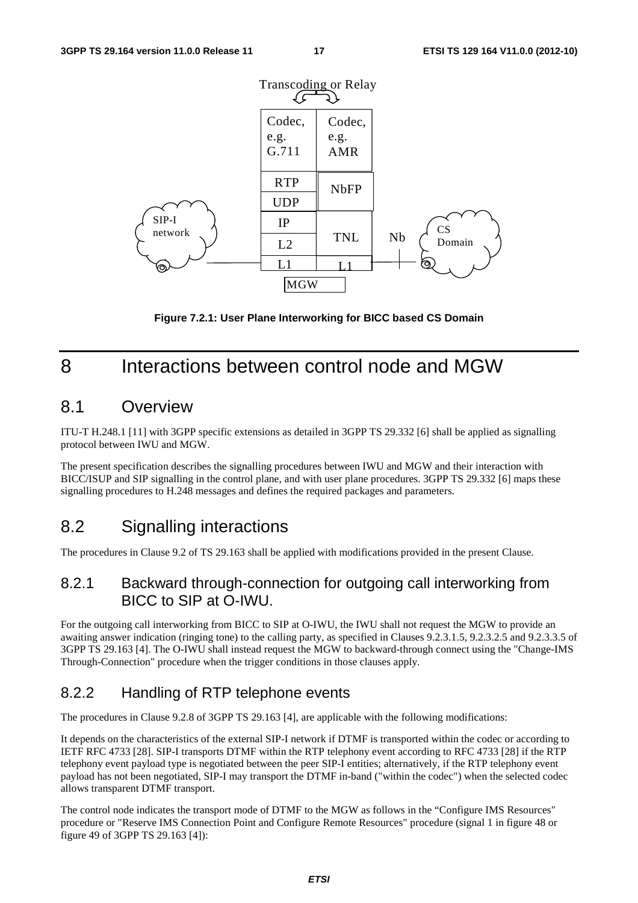Figure 7.2.1: User Plane Interworking for BICC based CS Domain

# 8 Interactions between control node and MGW

## 8.1 Overview

ITU-T H.248.1 [11] with 3GPP specific extensions as detailed in 3GPP TS 29.332 [6] shall be applied as signalling protocol between IWU and MGW.

The present specification describes the signalling procedures between IWU and MGW and their interaction with BICC/ISUP and SIP signalling in the control plane, and with user plane procedures. 3GPP TS 29.332 [6] maps these signalling procedures to H.248 messages and defines the required packages and parameters.

## 8.2 Signalling interactions

The procedures in Clause 9.2 of TS 29.163 shall be applied with modifications provided in the present Clause.

### 8.2.1 Backward through-connection for outgoing call interworking from BICC to SIP at O-IWU.

For the outgoing call interworking from BICC to SIP at O-IWU, the IWU shall not request the MGW to provide an awaiting answer indication (ringing tone) to the calling party, as specified in Clauses 9.2.3.1.5, 9.2.3.2.5 and 9.2.3.3.5 of 3GPP TS 29.163 [4]. The O-IWU shall instead request the MGW to backward-through connect using the "Change-IMS Through-Connection" procedure when the trigger conditions in those clauses apply.

### 8.2.2 Handling of RTP telephone events

The procedures in Clause 9.2.8 of 3GPP TS 29.163 [4], are applicable with the following modifications:

It depends on the characteristics of the external SIP-I network if DTMF is transported within the codec or according to IETF RFC 4733 [28]. SIP-I transports DTMF within the RTP telephony event according to RFC 4733 [28] if the RTP telephony event payload type is negotiated between the peer SIP-I entities; alternatively, if the RTP telephony event payload has not been negotiated, SIP-I may transport the DTMF in-band ("within the codec") when the selected codec allows transparent DTMF transport.

The control node indicates the transport mode of DTMF to the MGW as follows in the "Configure IMS Resources" procedure or "Reserve IMS Connection Point and Configure Remote Resources" procedure (signal 1 in figure 48 or figure 49 of 3GPP TS 29.163 [4]):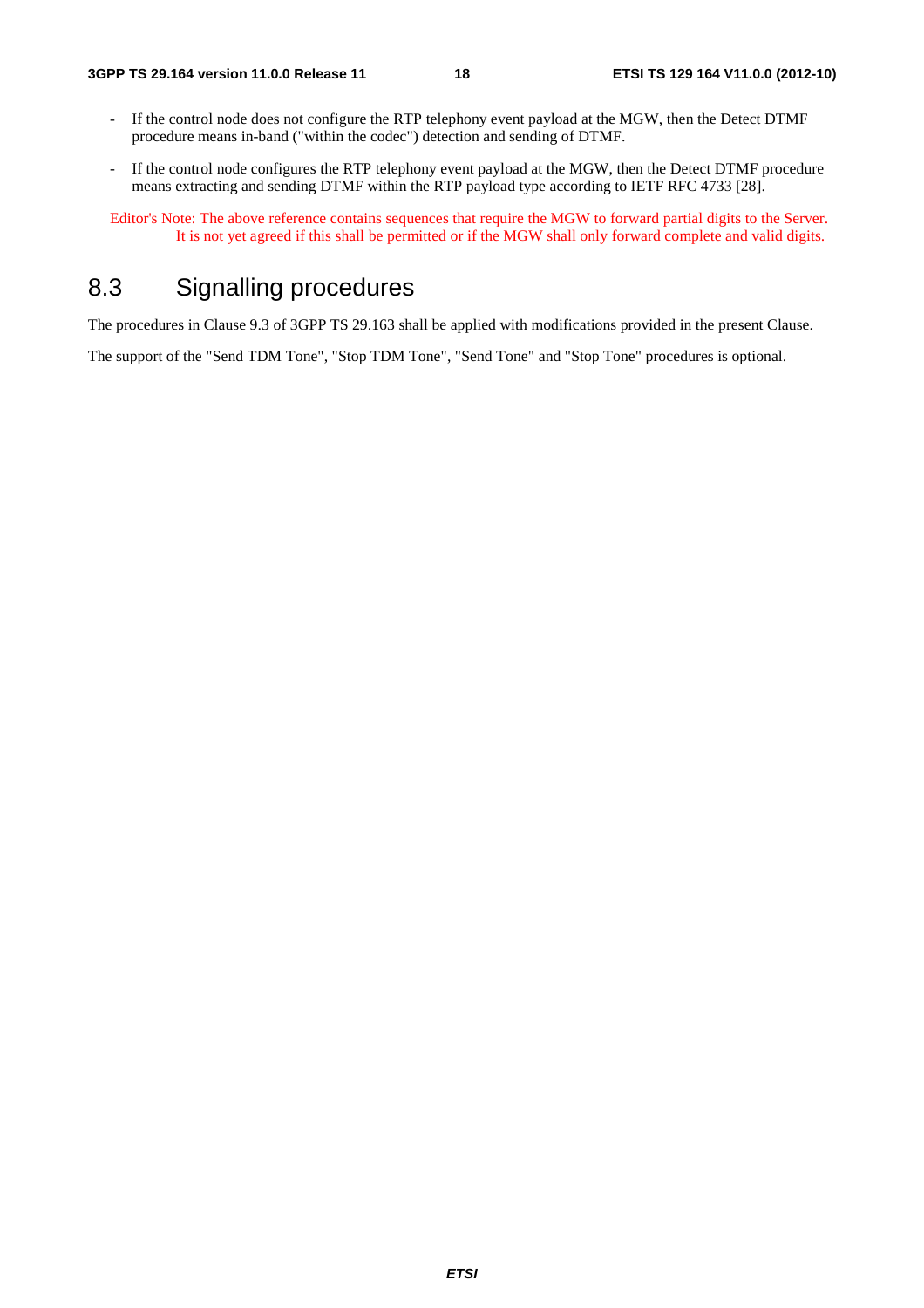- If the control node does not configure the RTP telephony event payload at the MGW, then the Detect DTMF procedure means in-band ("within the codec") detection and sending of DTMF.

- If the control node configures the RTP telephony event payload at the MGW, then the Detect DTMF procedure means extracting and sending DTMF within the RTP payload type according to IETF RFC 4733 [28].

Editor's Note: The above reference contains sequences that require the MGW to forward partial digits to the Server. It is not yet agreed if this shall be permitted or if the MGW shall only forward complete and valid digits.

## 8.3 Signalling procedures

The procedures in Clause 9.3 of 3GPP TS 29.163 shall be applied with modifications provided in the present Clause.

The support of the "Send TDM Tone", "Stop TDM Tone", "Send Tone" and "Stop Tone" procedures is optional.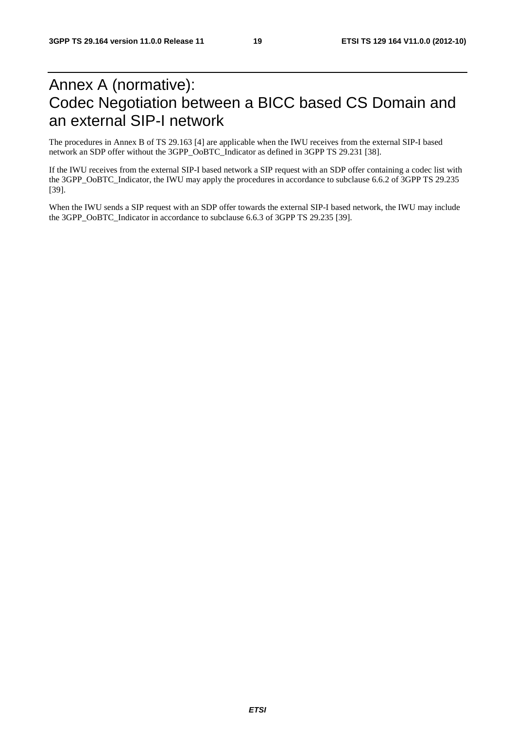# Annex A (normative): Codec Negotiation between a BICC based CS Domain and an external SIP-I network

The procedures in Annex B of TS 29.163 [4] are applicable when the IWU receives from the external SIP-I based network an SDP offer without the 3GPP_OoBTC_Indicator as defined in 3GPP TS 29.231 [38].

If the IWU receives from the external SIP-I based network a SIP request with an SDP offer containing a codec list with the 3GPP_OoBTC_Indicator, the IWU may apply the procedures in accordance to subclause 6.6.2 of 3GPP TS 29.235 [39].

When the IWU sends a SIP request with an SDP offer towards the external SIP-I based network, the IWU may include the 3GPP_OoBTC_Indicator in accordance to subclause 6.6.3 of 3GPP TS 29.235 [39].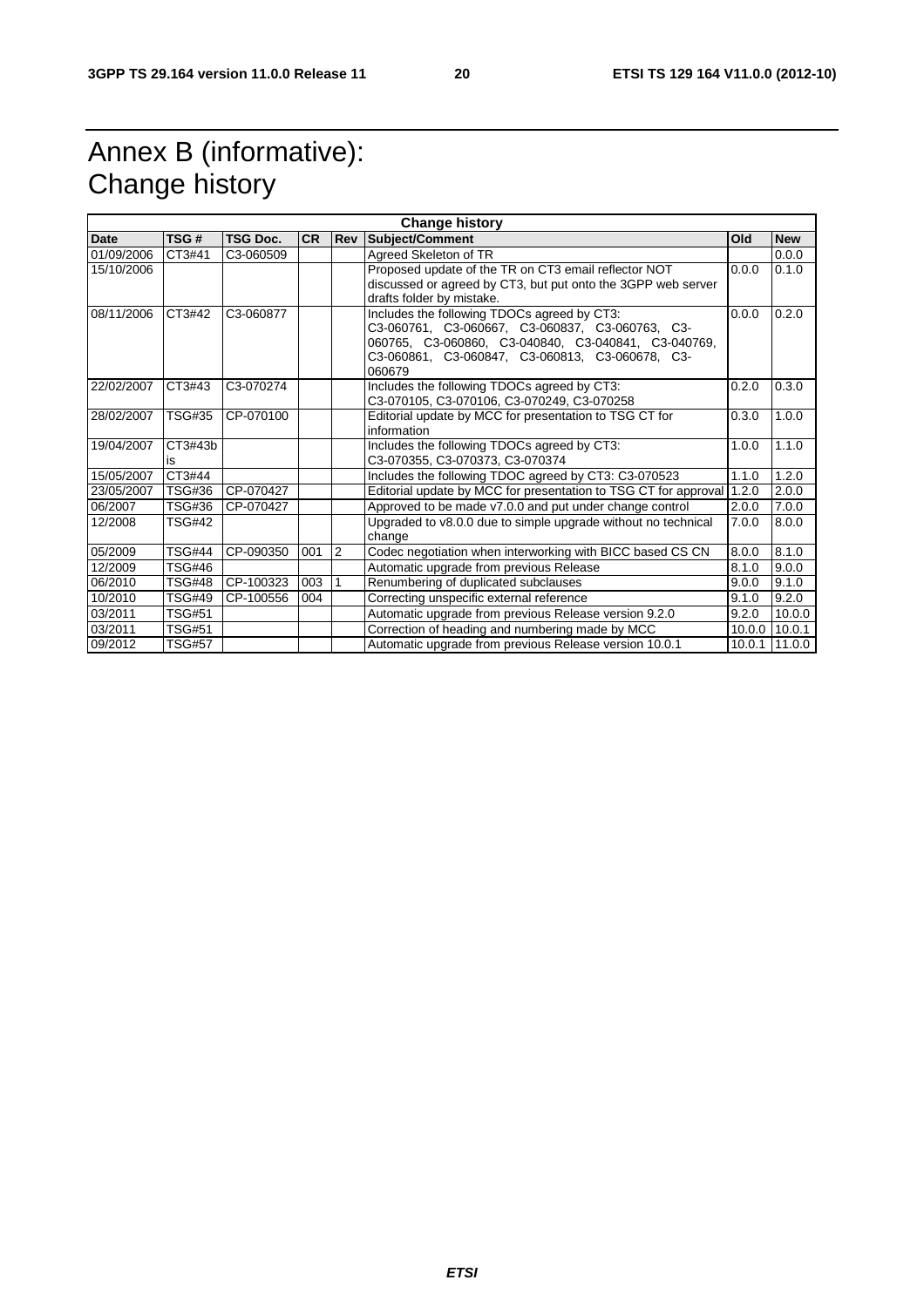# Annex B (informative): Change history

| Change history | | | | | | | |
|---|---|---|---|---|---|---|---|
| **Date** | **TSG #** | **TSG Doc.** | **CR** | **Rev** | **Subject/Comment** | **Old** | **New** |
| 01/09/2006 | CT3#41 | C3-060509 | | | Agreed Skeleton of TR | | 0.0.0 |
| 15/10/2006 | | | | | Proposed update of the TR on CT3 email reflector NOT discussed or agreed by CT3, but put onto the 3GPP web server drafts folder by mistake. | 0.0.0 | 0.1.0 |
| 08/11/2006 | CT3#42 | C3-060877 | | | Includes the following TDOCs agreed by CT3: C3-060761, C3-060667, C3-060837, C3-060763, C3-060765, C3-060860, C3-040840, C3-040841, C3-040769, C3-060861, C3-060847, C3-060813, C3-060678, C3-060679 | 0.0.0 | 0.2.0 |
| 22/02/2007 | CT3#43 | C3-070274 | | | Includes the following TDOCs agreed by CT3: C3-070105, C3-070106, C3-070249, C3-070258 | 0.2.0 | 0.3.0 |
| 28/02/2007 | TSG#35 | CP-070100 | | | Editorial update by MCC for presentation to TSG CT for information | 0.3.0 | 1.0.0 |
| 19/04/2007 | CT3#43bis | | | | Includes the following TDOCs agreed by CT3: C3-070355, C3-070373, C3-070374 | 1.0.0 | 1.1.0 |
| 15/05/2007 | CT3#44 | | | | Includes the following TDOC agreed by CT3: C3-070523 | 1.1.0 | 1.2.0 |
| 23/05/2007 | TSG#36 | CP-070427 | | | Editorial update by MCC for presentation to TSG CT for approval | 1.2.0 | 2.0.0 |
| 06/2007 | TSG#36 | CP-070427 | | | Approved to be made v7.0.0 and put under change control | 2.0.0 | 7.0.0 |
| 12/2008 | TSG#42 | | | | Upgraded to v8.0.0 due to simple upgrade without no technical change | 7.0.0 | 8.0.0 |
| 05/2009 | TSG#44 | CP-090350 | 001 | 2 | Codec negotiation when interworking with BICC based CS CN | 8.0.0 | 8.1.0 |
| 12/2009 | TSG#46 | | | | Automatic upgrade from previous Release | 8.1.0 | 9.0.0 |
| 06/2010 | TSG#48 | CP-100323 | 003 | 1 | Renumbering of duplicated subclauses | 9.0.0 | 9.1.0 |
| 10/2010 | TSG#49 | CP-100556 | 004 | | Correcting unspecific external reference | 9.1.0 | 9.2.0 |
| 03/2011 | TSG#51 | | | | Automatic upgrade from previous Release version 9.2.0 | 9.2.0 | 10.0.0 |
| 03/2011 | TSG#51 | | | | Correction of heading and numbering made by MCC | 10.0.0 | 10.0.1 |
| 09/2012 | TSG#57 | | | | Automatic upgrade from previous Release version 10.0.1 | 10.0.1 | 11.0.0 |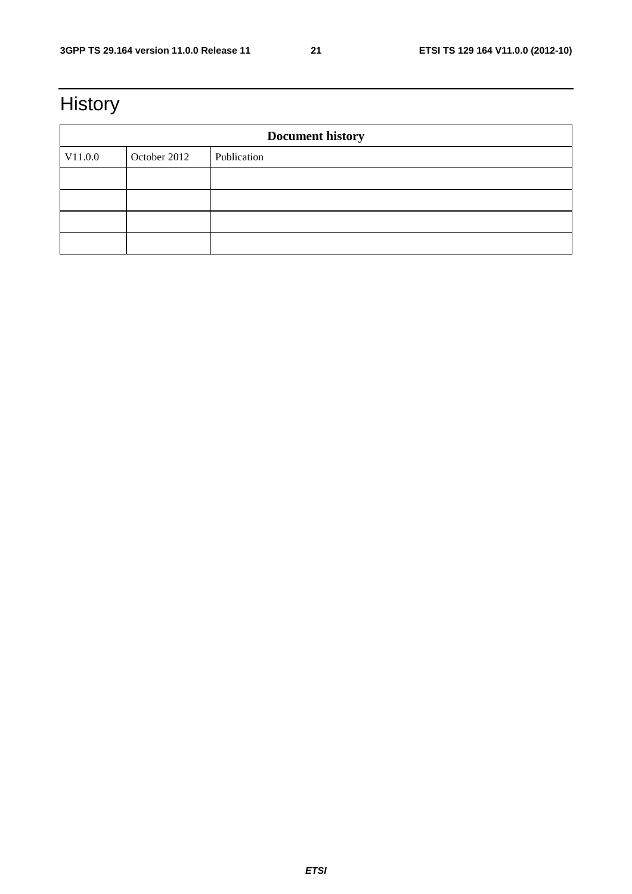# History

| Document history | | |
|---|---|---|
| V11.0.0 | October 2012 | Publication |
| | | |
| | | |
| | | |
| | | |